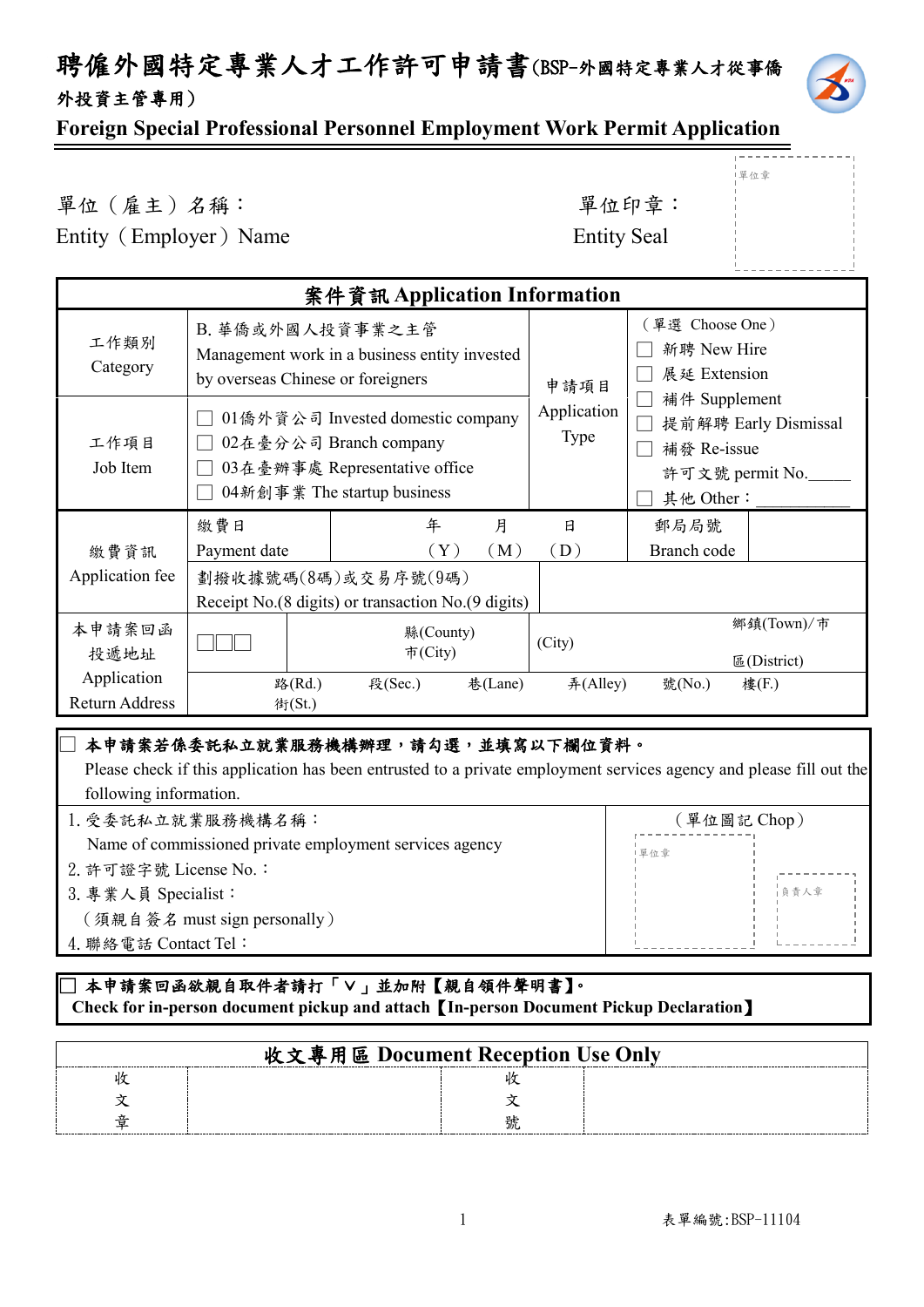# 聘僱外國特定專業人才工作許可申請書(BSP-外國特定專業人才從事僑外投資主管專用)

## Foreign Special Professional Personnel Employment Work Permit Application

單位（雇主）名稱：
Entity（Employer）Name

單位印章：
Entity Seal

單位章

| 案件資訊 Application Information | | | | | | | |
|---|---|---|---|---|---|---|---|
| 工作類別 Category | B. 華僑或外國人投資事業之主管 Management work in a business entity invested by overseas Chinese or foreigners | | | | 申請項目 Application Type | （單選 Choose One）<br>☐ 新聘 New Hire<br>☐ 展延 Extension<br>☐ 補件 Supplement<br>☐ 提前解聘 Early Dismissal<br>☐ 補發 Re-issue 許可文號 permit No.\_\_\_\_\_<br>☐ 其他 Other：\_\_\_\_\_\_\_\_\_\_\_ | |
| 工作項目 Job Item | ☐ 01僑外資公司 Invested domestic company<br>☐ 02在臺分公司 Branch company<br>☐ 03在臺辦事處 Representative office<br>☐ 04新創事業 The startup business | | | | | | |
| 繳費資訊 Application fee | 繳費日 Payment date | 年（Y） 月（M） 日（D） | | | | 郵局局號 Branch code | |
| | 劃撥收據號碼(8碼)或交易序號(9碼) Receipt No.(8 digits) or transaction No.(9 digits) | | | | | | |
| 本申請案回函投遞地址 Application Return Address | ☐☐☐ | 縣(County) 市(City) | | (City) | | 鄉鎮(Town)/市 區(District) | |
| | 路(Rd.) 街(St.) | 段(Sec.) | 巷(Lane) | 弄(Alley) | 號(No.) | 樓(F.) | |

☐ **本申請案若係委託私立就業服務機構辦理，請勾選，並填寫以下欄位資料。**
Please check if this application has been entrusted to a private employment services agency and please fill out the following information.

| | （單位圖記 Chop） |
|---|---|
| 1. 受委託私立就業服務機構名稱：<br>Name of commissioned private employment services agency<br>2. 許可證字號 License No.：<br>3. 專業人員 Specialist：<br>（須親自簽名 must sign personally）<br>4. 聯絡電話 Contact Tel： | 單位章 負責人章 |

☐ **本申請案回函欲親自取件者請打「V」並加附【親自領件聲明書】。**
**Check for in-person document pickup and attach【In-person Document Pickup Declaration】**

| 收文專用區 Document Reception Use Only | | | |
|---|---|---|---|
| 收文章 | | 收文號 | |

表單編號：BSP-11104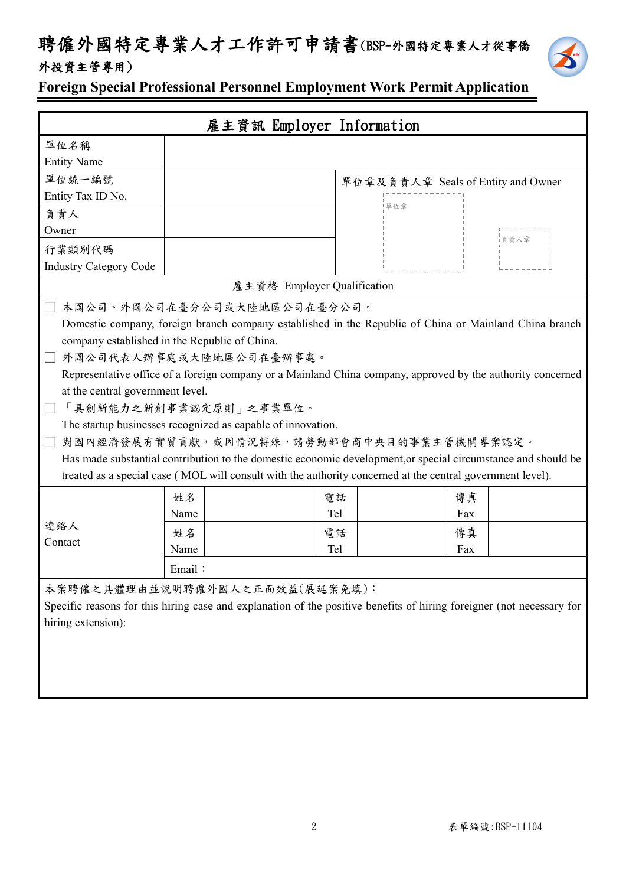# 聘僱外國特定專業人才工作許可申請書(BSP-外國特定專業人才從事僑外投資主管專用)

## Foreign Special Professional Personnel Employment Work Permit Application

| 雇主資訊 Employer Information | | | |
|---|---|---|---|
| 單位名稱<br>Entity Name | | | |
| 單位統一編號<br>Entity Tax ID No. | | 單位章及負責人章 Seals of Entity and Owner<br>單位章 負責人章 | |
| 負責人<br>Owner | | | |
| 行業類別代碼<br>Industry Category Code | | | |

雇主資格 Employer Qualification

- ☐ 本國公司、外國公司在臺分公司或大陸地區公司在臺分公司。
  Domestic company, foreign branch company established in the Republic of China or Mainland China branch company established in the Republic of China.
- ☐ 外國公司代表人辦事處或大陸地區公司在臺辦事處。
  Representative office of a foreign company or a Mainland China company, approved by the authority concerned at the central government level.
- ☐ 「具創新能力之新創事業認定原則」之事業單位。
  The startup businesses recognized as capable of innovation.
- ☐ 對國內經濟發展有實質貢獻，或因情況特殊，請勞動部會商中央目的事業主管機關專案認定。
  Has made substantial contribution to the domestic economic development,or special circumstance and should be treated as a special case ( MOL will consult with the authority concerned at the central government level).

| 連絡人<br>Contact | 姓名<br>Name | | 電話<br>Tel | | 傳真<br>Fax | |
|---|---|---|---|---|---|---|
| | 姓名<br>Name | | 電話<br>Tel | | 傳真<br>Fax | |
| | Email： | | | | | |

本案聘僱之具體理由並說明聘僱外國人之正面效益(展延案免填)：

Specific reasons for this hiring case and explanation of the positive benefits of hiring foreigner (not necessary for hiring extension):

表單編號:BSP-11104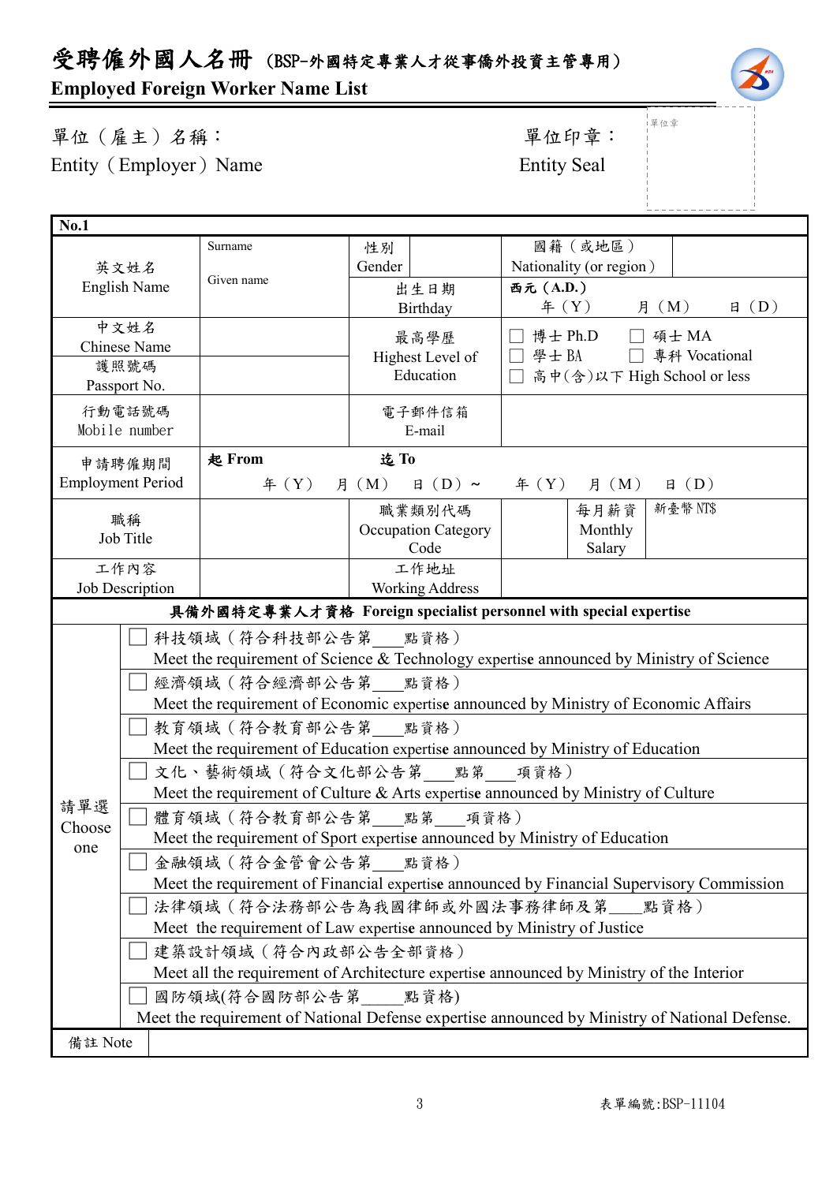# 受聘僑外國人名冊（BSP-外國特定專業人才從事僑外投資主管專用）

**Employed Foreign Worker Name List**

單位（雇主）名稱：
Entity（Employer）Name

單位印章：
Entity Seal

單位章

| **No.1** | | | | | |
|---|---|---|---|---|---|
| 英文姓名 English Name | Surname | 性別 Gender | | 國籍（或地區） Nationality (or region) | |
| | Given name | 出生日期 Birthday | 西元 (A.D.) 年（Y） 月（M） 日（D） | | |
| 中文姓名 Chinese Name | | 最高學歷 Highest Level of Education | ☐ 博士 Ph.D ☐ 碩士 MA ☐ 學士 BA ☐ 專科 Vocational ☐ 高中(含)以下 High School or less | | |
| 護照號碼 Passport No. | | | | | |
| 行動電話號碼 Mobile number | | 電子郵件信箱 E-mail | | | |
| 申請聘僱期間 Employment Period | 起 From 年（Y） 月（M） 日（D）～ 迄 To 年（Y） 月（M） 日（D） | | | | |
| 職稱 Job Title | | 職業類別代碼 Occupation Category Code | | 每月薪資 Monthly Salary | 新臺幣 NT$ |
| 工作內容 Job Description | | 工作地址 Working Address | | | |

| **具備外國特定專業人才資格 Foreign specialist personnel with special expertise** | |
|---|---|
| 請單選 Choose one | ☐ 科技領域（符合科技部公告第＿＿點資格） Meet the requirement of Science & Technology expertise announced by Ministry of Science |
| | ☐ 經濟領域（符合經濟部公告第＿＿點資格） Meet the requirement of Economic expertise announced by Ministry of Economic Affairs |
| | ☐ 教育領域（符合教育部公告第＿＿點資格） Meet the requirement of Education expertise announced by Ministry of Education |
| | ☐ 文化、藝術領域（符合文化部公告第＿＿點第＿＿項資格） Meet the requirement of Culture & Arts expertise announced by Ministry of Culture |
| | ☐ 體育領域（符合教育部公告第＿＿點第＿＿項資格） Meet the requirement of Sport expertise announced by Ministry of Education |
| | ☐ 金融領域（符合金管會公告第＿＿點資格） Meet the requirement of Financial expertise announced by Financial Supervisory Commission |
| | ☐ 法律領域（符合法務部公告為我國律師或外國法事務律師及第＿＿點資格） Meet the requirement of Law expertise announced by Ministry of Justice |
| | ☐ 建築設計領域（符合內政部公告全部資格） Meet all the requirement of Architecture expertise announced by Ministry of the Interior |
| | ☐ 國防領域(符合國防部公告第＿＿點資格) Meet the requirement of National Defense expertise announced by Ministry of National Defense. |
| 備註 Note | |

表單編號:BSP-11104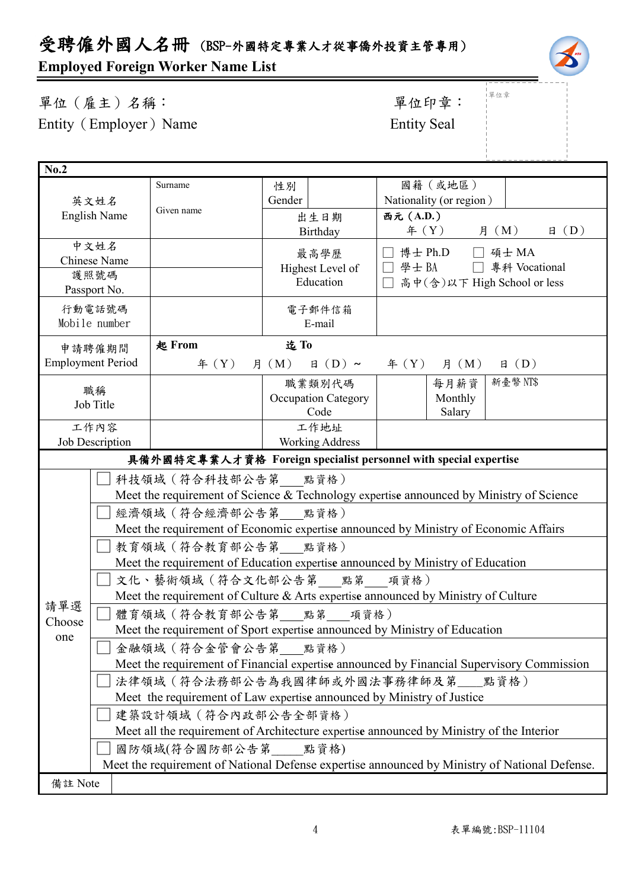# 受聘僱外國人名冊（BSP-外國特定專業人才從事僑外投資主管專用）

**Employed Foreign Worker Name List**

單位（雇主）名稱：
Entity（Employer）Name

單位印章：
Entity Seal

單位章

| **No.2** | | | | | | |
|---|---|---|---|---|---|---|
| 英文姓名<br>English Name | Surname<br><br>Given name | 性別<br>Gender | | 國籍（或地區）<br>Nationality (or region) | | |
| | | 出生日期<br>Birthday | 西元 (A.D.)<br>年（Y） 月（M） 日（D） | | | |
| 中文姓名<br>Chinese Name | | 最高學歷<br>Highest Level of Education | ☐ 博士 Ph.D ☐ 碩士 MA<br>☐ 學士 BA ☐ 專科 Vocational<br>☐ 高中(含)以下 High School or less | | | |
| 護照號碼<br>Passport No. | | | | | | |
| 行動電話號碼<br>Mobile number | | 電子郵件信箱<br>E-mail | | | | |
| 申請聘僱期間<br>Employment Period | **起 From** 年（Y） 月（M） 日（D）～ | **迄 To** | 年（Y） 月（M） 日（D） | | | |
| 職稱<br>Job Title | | 職業類別代碼<br>Occupation Category Code | | 每月薪資<br>Monthly Salary | 新臺幣 NT$ | |
| 工作內容<br>Job Description | | 工作地址<br>Working Address | | | | |
| **具備外國特定專業人才資格 Foreign specialist personnel with special expertise** | | | | | | |
| 請單選<br>Choose one | ☐ 科技領域（符合科技部公告第\_\_\_點資格）<br>Meet the requirement of Science & Technology expertise announced by Ministry of Science | | | | | |
| | ☐ 經濟領域（符合經濟部公告第\_\_\_點資格）<br>Meet the requirement of Economic expertise announced by Ministry of Economic Affairs | | | | | |
| | ☐ 教育領域（符合教育部公告第\_\_\_點資格）<br>Meet the requirement of Education expertise announced by Ministry of Education | | | | | |
| | ☐ 文化、藝術領域（符合文化部公告第\_\_\_點第\_\_\_項資格）<br>Meet the requirement of Culture & Arts expertise announced by Ministry of Culture | | | | | |
| | ☐ 體育領域（符合教育部公告第\_\_\_點第\_\_\_項資格）<br>Meet the requirement of Sport expertise announced by Ministry of Education | | | | | |
| | ☐ 金融領域（符合金管會公告第\_\_\_點資格）<br>Meet the requirement of Financial expertise announced by Financial Supervisory Commission | | | | | |
| | ☐ 法律領域（符合法務部公告為我國律師或外國法事務律師及第\_\_\_點資格）<br>Meet the requirement of Law expertise announced by Ministry of Justice | | | | | |
| | ☐ 建築設計領域（符合內政部公告全部資格）<br>Meet all the requirement of Architecture expertise announced by Ministry of the Interior | | | | | |
| | ☐ 國防領域(符合國防部公告第\_\_\_點資格)<br>Meet the requirement of National Defense expertise announced by Ministry of National Defense. | | | | | |
| 備註 Note | | | | | | |

表單編號:BSP-11104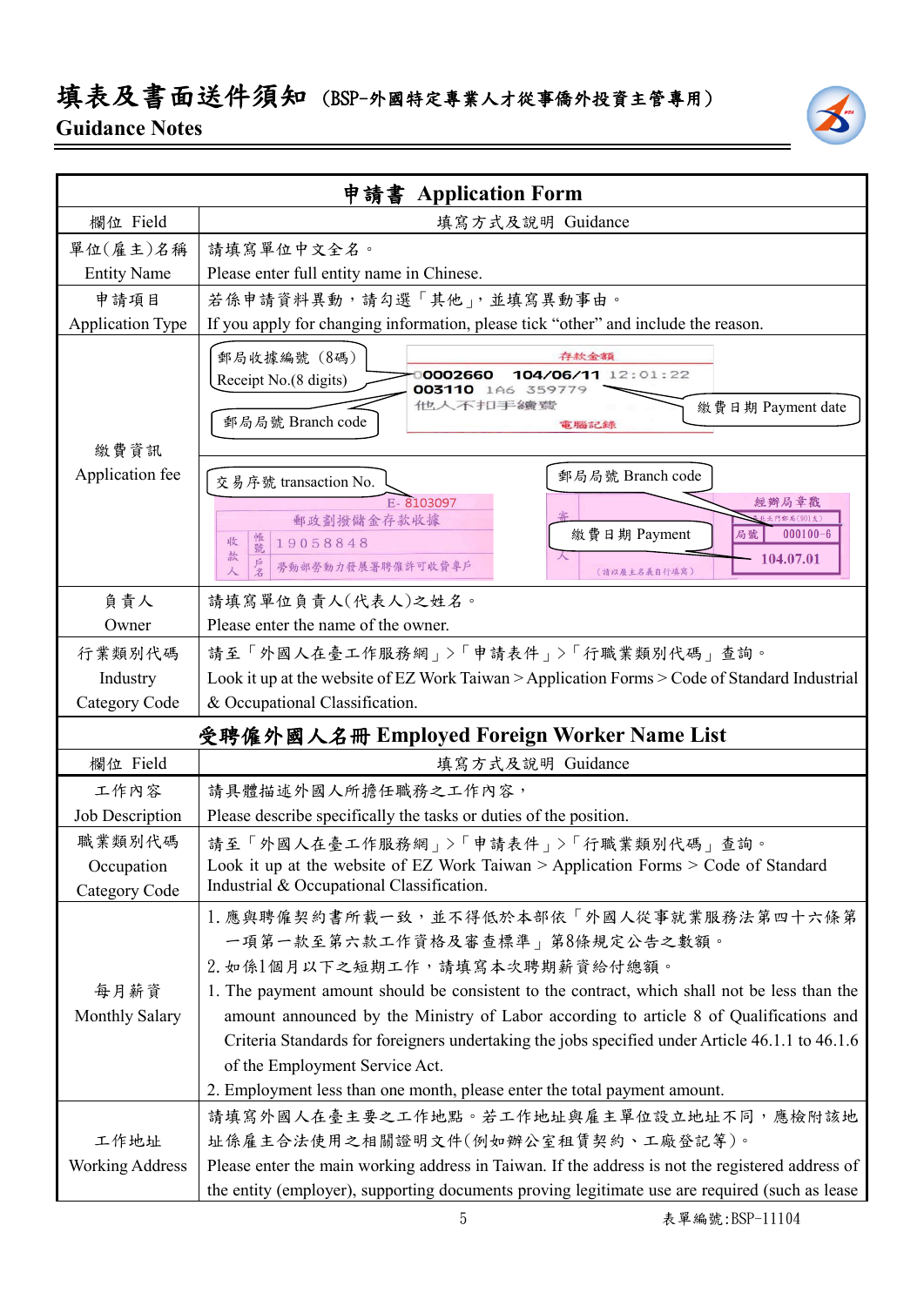# 填表及書面送件須知（BSP-外國特定專業人才從事僑外投資主管專用）

## Guidance Notes

| 申請書 Application Form | |
|---|---|
| 欄位 Field | 填寫方式及說明 Guidance |
| 單位(雇主)名稱 Entity Name | 請填寫單位中文全名。<br>Please enter full entity name in Chinese. |
| 申請項目 Application Type | 若係申請資料異動，請勾選「其他」，並填寫異動事由。<br>If you apply for changing information, please tick "other" and include the reason. |
| 繳費資訊 Application fee | 郵局收據編號（8碼） Receipt No.(8 digits)<br>郵局局號 Branch code<br>繳費日期 Payment date<br>存款金額 0002660 104/06/11 12:01:22 003110 1A6 359779 他人不扣手續費 電腦記錄<br><br>交易序號 transaction No.<br>郵局局號 Branch code<br>繳費日期 Payment<br>E- 8103097 郵政劃撥儲金存款收據 收款人 帳號 19058848 戶名 勞動部勞動力發展署聘僱許可收費專戶<br>經辦局章戳 局號 000100-6 104.07.01 |
| 負責人 Owner | 請填寫單位負責人(代表人)之姓名。<br>Please enter the name of the owner. |
| 行業類別代碼 Industry Category Code | 請至「外國人在臺工作服務網」>「申請表件」>「行職業類別代碼」查詢。<br>Look it up at the website of EZ Work Taiwan > Application Forms > Code of Standard Industrial & Occupational Classification. |
| **受聘僱外國人名冊 Employed Foreign Worker Name List** | |
| 欄位 Field | 填寫方式及說明 Guidance |
| 工作內容 Job Description | 請具體描述外國人所擔任職務之工作內容，<br>Please describe specifically the tasks or duties of the position. |
| 職業類別代碼 Occupation Category Code | 請至「外國人在臺工作服務網」>「申請表件」>「行職業類別代碼」查詢。<br>Look it up at the website of EZ Work Taiwan > Application Forms > Code of Standard Industrial & Occupational Classification. |
| 每月薪資 Monthly Salary | 1. 應與聘僱契約書所載一致，並不得低於本部依「外國人從事就業服務法第四十六條第一項第一款至第六款工作資格及審查標準」第8條規定公告之數額。<br>2. 如係1個月以下之短期工作，請填寫本次聘期薪資給付總額。<br>1. The payment amount should be consistent to the contract, which shall not be less than the amount announced by the Ministry of Labor according to article 8 of Qualifications and Criteria Standards for foreigners undertaking the jobs specified under Article 46.1.1 to 46.1.6 of the Employment Service Act.<br>2. Employment less than one month, please enter the total payment amount. |
| 工作地址 Working Address | 請填寫外國人在臺主要之工作地點。若工作地址與雇主單位設立地址不同，應檢附該地址係雇主合法使用之相關證明文件(例如辦公室租賃契約、工廠登記等)。<br>Please enter the main working address in Taiwan. If the address is not the registered address of the entity (employer), supporting documents proving legitimate use are required (such as lease |

表單編號:BSP-11104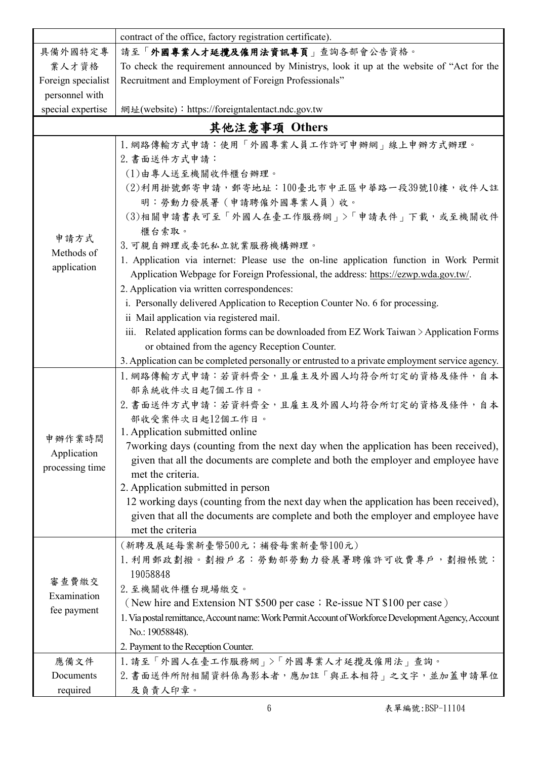| | |
|---|---|
| | contract of the office, factory registration certificate). |
| 具備外國特定專業人才資格<br>Foreign specialist personnel with special expertise | 請至「**外國專業人才延攬及僱用法資訊專頁**」查詢各部會公告資格。<br>To check the requirement announced by Ministrys, look it up at the website of "Act for the Recruitment and Employment of Foreign Professionals"<br>網址(website)：https://foreigntalentact.ndc.gov.tw |
| **其他注意事項 Others** | |
| 申請方式<br>Methods of application | 1.網路傳輸方式申請：使用「外國專業人員工作許可申辦網」線上申辦方式辦理。<br>2.書面送件方式申請：<br>(1)由專人送至機關收件櫃台辦理。<br>(2)利用掛號郵寄申請，郵寄地址：100臺北市中正區中華路一段39號10樓，收件人註明：勞動力發展署（申請聘僱外國專業人員）收。<br>(3)相關申請書表可至「外國人在臺工作服務網」>「申請表件」下載，或至機關收件櫃台索取。<br>3.可親自辦理或委託私立就業服務機構辦理。<br>1. Application via internet: Please use the on-line application function in Work Permit Application Webpage for Foreign Professional, the address: https://ezwp.wda.gov.tw/.<br>2. Application via written correspondences:<br>i. Personally delivered Application to Reception Counter No. 6 for processing.<br>ii Mail application via registered mail.<br>iii. Related application forms can be downloaded from EZ Work Taiwan > Application Forms or obtained from the agency Reception Counter.<br>3. Application can be completed personally or entrusted to a private employment service agency. |
| 申辦作業時間<br>Application processing time | 1.網路傳輸方式申請：若資料齊全，且雇主及外國人均符合所訂定的資格及條件，自本部系統收件次日起7個工作日。<br>2.書面送件方式申請：若資料齊全，且雇主及外國人均符合所訂定的資格及條件，自本部收受案件次日起12個工作日。<br>1. Application submitted online<br>7working days (counting from the next day when the application has been received), given that all the documents are complete and both the employer and employee have met the criteria.<br>2. Application submitted in person<br>12 working days (counting from the next day when the application has been received), given that all the documents are complete and both the employer and employee have met the criteria |
| 審查費繳交<br>Examination fee payment | (新聘及展延每案新臺幣500元；補發每案新臺幣100元)<br>1.利用郵政劃撥。劃撥戶名：勞動部勞動力發展署聘僱許可收費專戶，劃撥帳號：19058848<br>2.至機關收件櫃台現場繳交。<br>(New hire and Extension NT $500 per case；Re-issue NT $100 per case)<br>1. Via postal remittance, Account name: Work Permit Account of Workforce Development Agency, Account No.: 19058848).<br>2. Payment to the Reception Counter. |
| 應備文件<br>Documents required | 1.請至「外國人在臺工作服務網」>「外國專業人才延攬及僱用法」查詢。<br>2.書面送件所附相關資料係為影本者，應加註「與正本相符」之文字，並加蓋申請單位及負責人印章。 |

表單編號:BSP-11104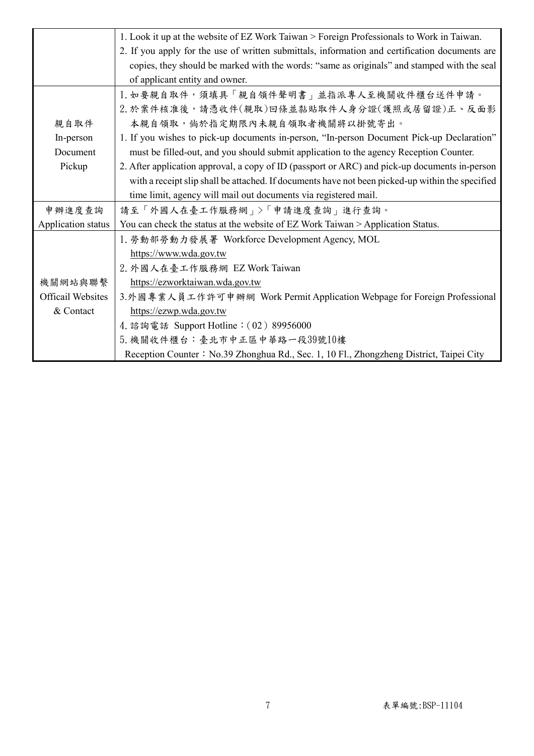| | |
|---|---|
| | 1. Look it up at the website of EZ Work Taiwan > Foreign Professionals to Work in Taiwan.<br>2. If you apply for the use of written submittals, information and certification documents are copies, they should be marked with the words: "same as originals" and stamped with the seal of applicant entity and owner. |
| 親自取件<br>In-person Document Pickup | 1.如要親自取件，須填具「親自領件聲明書」並指派專人至機關收件櫃台送件申請。<br>2.於案件核准後，請憑收件(親取)回條並黏貼取件人身分證(護照或居留證)正、反面影本親自領取，倘於指定期限內未親自領取者機關將以掛號寄出。<br>1. If you wishes to pick-up documents in-person, "In-person Document Pick-up Declaration" must be filled-out, and you should submit application to the agency Reception Counter.<br>2. After application approval, a copy of ID (passport or ARC) and pick-up documents in-person with a receipt slip shall be attached. If documents have not been picked-up within the specified time limit, agency will mail out documents via registered mail. |
| 申辦進度查詢<br>Application status | 請至「外國人在臺工作服務網」>「申請進度查詢」進行查詢。<br>You can check the status at the website of EZ Work Taiwan > Application Status. |
| 機關網站與聯繫<br>Officail Websites & Contact | 1.勞動部勞動力發展署 Workforce Development Agency, MOL<br>https://www.wda.gov.tw<br>2.外國人在臺工作服務網 EZ Work Taiwan<br>https://ezworktaiwan.wda.gov.tw<br>3.外國專業人員工作許可申辦網 Work Permit Application Webpage for Foreign Professional<br>https://ezwp.wda.gov.tw<br>4.諮詢電話 Support Hotline：(02) 89956000<br>5.機關收件櫃台：臺北市中正區中華路一段39號10樓<br>Reception Counter：No.39 Zhonghua Rd., Sec. 1, 10 Fl., Zhongzheng District, Taipei City |

表單編號:BSP-11104